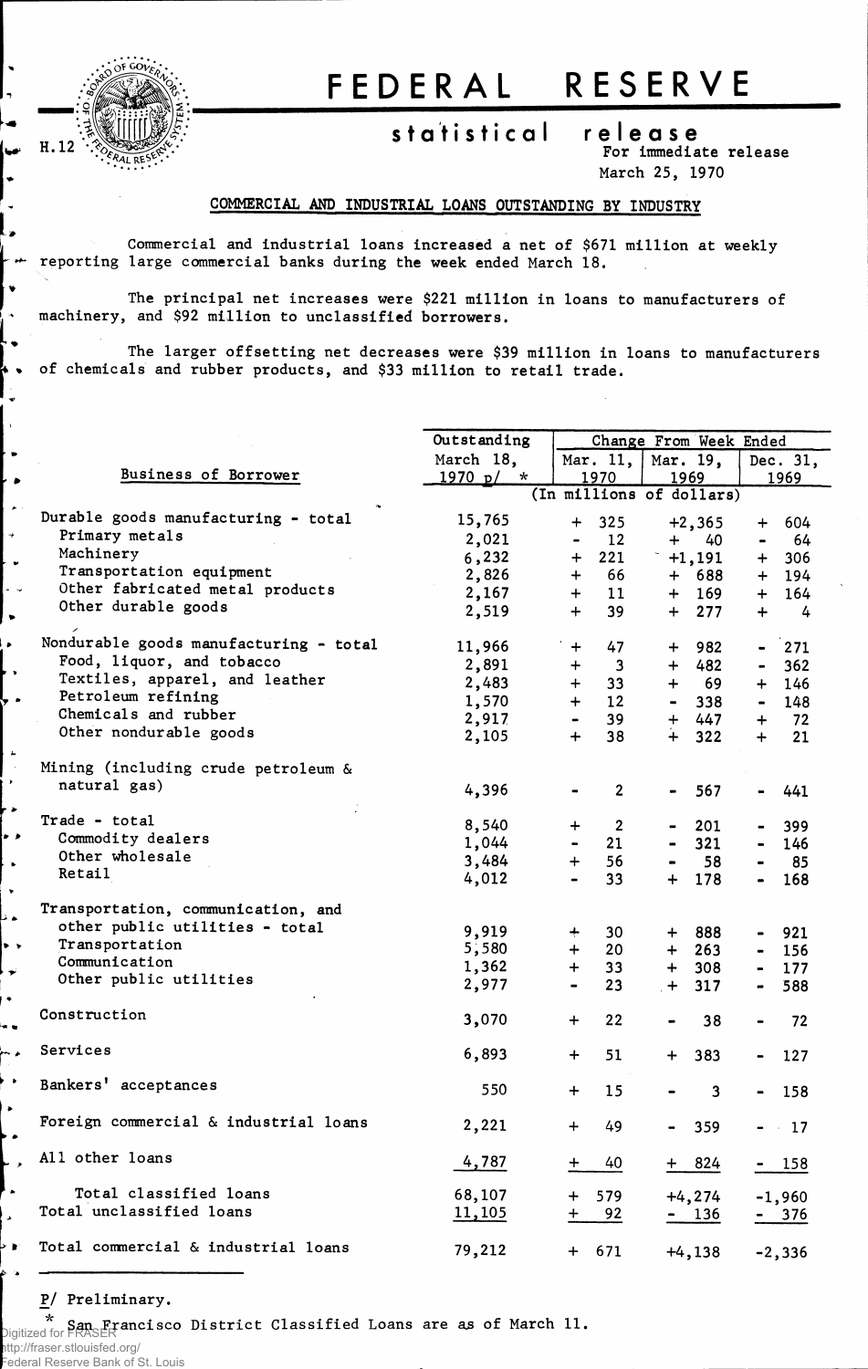# FEDERAL RESERVE

H.12

## statistical release

For immediate release
March 25, 1970

### COMMERCIAL AND INDUSTRIAL LOANS OUTSTANDING BY INDUSTRY

Commercial and industrial loans increased a net of $671 million at weekly reporting large commercial banks during the week ended March 18.

The principal net increases were $221 million in loans to manufacturers of machinery, and $92 million to unclassified borrowers.

The larger offsetting net decreases were $39 million in loans to manufacturers of chemicals and rubber products, and $33 million to retail trade.

| Business of Borrower | Outstanding March 18, 1970 p/ * | Change From Week Ended | | |
|---|---|---|---|---|
| | | Mar. 11, 1970 | Mar. 19, 1969 | Dec. 31, 1969 |
| | (In millions of dollars) | | | |
| Durable goods manufacturing - total | 15,765 | + 325 | +2,365 | + 604 |
| Primary metals | 2,021 | - 12 | + 40 | - 64 |
| Machinery | 6,232 | + 221 | +1,191 | + 306 |
| Transportation equipment | 2,826 | + 66 | + 688 | + 194 |
| Other fabricated metal products | 2,167 | + 11 | + 169 | + 164 |
| Other durable goods | 2,519 | + 39 | + 277 | + 4 |
| Nondurable goods manufacturing - total | 11,966 | + 47 | + 982 | - 271 |
| Food, liquor, and tobacco | 2,891 | + 3 | + 482 | - 362 |
| Textiles, apparel, and leather | 2,483 | + 33 | + 69 | + 146 |
| Petroleum refining | 1,570 | + 12 | - 338 | - 148 |
| Chemicals and rubber | 2,917 | - 39 | + 447 | + 72 |
| Other nondurable goods | 2,105 | + 38 | + 322 | + 21 |
| Mining (including crude petroleum & natural gas) | 4,396 | - 2 | - 567 | - 441 |
| Trade - total | 8,540 | + 2 | - 201 | - 399 |
| Commodity dealers | 1,044 | - 21 | - 321 | - 146 |
| Other wholesale | 3,484 | + 56 | - 58 | - 85 |
| Retail | 4,012 | - 33 | + 178 | - 168 |
| Transportation, communication, and other public utilities - total | 9,919 | + 30 | + 888 | - 921 |
| Transportation | 5,580 | + 20 | + 263 | - 156 |
| Communication | 1,362 | + 33 | + 308 | - 177 |
| Other public utilities | 2,977 | - 23 | + 317 | - 588 |
| Construction | 3,070 | + 22 | - 38 | - 72 |
| Services | 6,893 | + 51 | + 383 | - 127 |
| Bankers' acceptances | 550 | + 15 | - 3 | - 158 |
| Foreign commercial & industrial loans | 2,221 | + 49 | - 359 | - 17 |
| All other loans | 4,787 | + 40 | + 824 | - 158 |
| Total classified loans | 68,107 | + 579 | +4,274 | -1,960 |
| Total unclassified loans | 11,105 | + 92 | - 136 | - 376 |
| Total commercial & industrial loans | 79,212 | + 671 | +4,138 | -2,336 |

P/ Preliminary.

\* San Francisco District Classified Loans are as of March 11.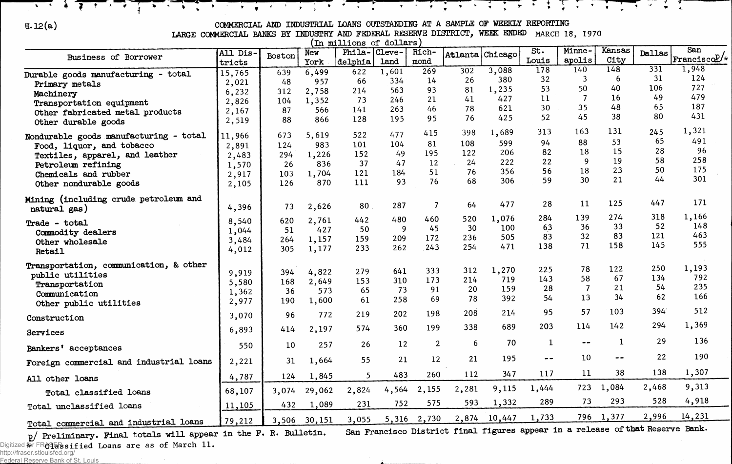H.12(a)

COMMERCIAL AND INDUSTRIAL LOANS OUTSTANDING AT A SAMPLE OF WEEKLY REPORTING LARGE COMMERCIAL BANKS BY INDUSTRY AND FEDERAL RESERVE DISTRICT, WEEK ENDED MARCH 18, 1970

(In millions of dollars)

| Business of Borrower | All Districts | Boston | New York | Philadelphia | Cleveland | Richmond | Atlanta | Chicago | St. Louis | Minneapolis | Kansas City | Dallas | San Francisco p/* |
|---|---|---|---|---|---|---|---|---|---|---|---|---|---|
| Durable goods manufacturing - total | 15,765 | 639 | 6,499 | 622 | 1,601 | 269 | 302 | 3,088 | 178 | 140 | 148 | 331 | 1,948 |
| Primary metals | 2,021 | 48 | 957 | 66 | 334 | 14 | 26 | 380 | 32 | 3 | 6 | 31 | 124 |
| Machinery | 6,232 | 312 | 2,758 | 214 | 563 | 93 | 81 | 1,235 | 53 | 50 | 40 | 106 | 727 |
| Transportation equipment | 2,826 | 104 | 1,352 | 73 | 246 | 21 | 41 | 427 | 11 | 7 | 16 | 49 | 479 |
| Other fabricated metal products | 2,167 | 87 | 566 | 141 | 263 | 46 | 78 | 621 | 30 | 35 | 48 | 65 | 187 |
| Other durable goods | 2,519 | 88 | 866 | 128 | 195 | 95 | 76 | 425 | 52 | 45 | 38 | 80 | 431 |
| Nondurable goods manufacturing - total | 11,966 | 673 | 5,619 | 522 | 477 | 415 | 398 | 1,689 | 313 | 163 | 131 | 245 | 1,321 |
| Food, liquor, and tobacco | 2,891 | 124 | 983 | 101 | 104 | 81 | 108 | 599 | 94 | 88 | 53 | 65 | 491 |
| Textiles, apparel, and leather | 2,483 | 294 | 1,226 | 152 | 49 | 195 | 122 | 206 | 82 | 18 | 15 | 28 | 96 |
| Petroleum refining | 1,570 | 26 | 836 | 37 | 47 | 12 | 24 | 222 | 22 | 9 | 19 | 58 | 258 |
| Chemicals and rubber | 2,917 | 103 | 1,704 | 121 | 184 | 51 | 76 | 356 | 56 | 18 | 23 | 50 | 175 |
| Other nondurable goods | 2,105 | 126 | 870 | 111 | 93 | 76 | 68 | 306 | 59 | 30 | 21 | 44 | 301 |
| Mining (including crude petroleum and natural gas) | 4,396 | 73 | 2,626 | 80 | 287 | 7 | 64 | 477 | 28 | 11 | 125 | 447 | 171 |
| Trade - total | 8,540 | 620 | 2,761 | 442 | 480 | 460 | 520 | 1,076 | 284 | 139 | 274 | 318 | 1,166 |
| Commodity dealers | 1,044 | 51 | 427 | 50 | 9 | 45 | 30 | 100 | 63 | 36 | 33 | 52 | 148 |
| Other wholesale | 3,484 | 264 | 1,157 | 159 | 209 | 172 | 236 | 505 | 83 | 32 | 83 | 121 | 463 |
| Retail | 4,012 | 305 | 1,177 | 233 | 262 | 243 | 254 | 471 | 138 | 71 | 158 | 145 | 555 |
| Transportation, communication, & other public utilities | 9,919 | 394 | 4,822 | 279 | 641 | 333 | 312 | 1,270 | 225 | 78 | 122 | 250 | 1,193 |
| Transportation | 5,580 | 168 | 2,649 | 153 | 310 | 173 | 214 | 719 | 143 | 58 | 67 | 134 | 792 |
| Communication | 1,362 | 36 | 573 | 65 | 73 | 91 | 20 | 159 | 28 | 7 | 21 | 54 | 235 |
| Other public utilities | 2,977 | 190 | 1,600 | 61 | 258 | 69 | 78 | 392 | 54 | 13 | 34 | 62 | 166 |
| Construction | 3,070 | 96 | 772 | 219 | 202 | 198 | 208 | 214 | 95 | 57 | 103 | 394 | 512 |
| Services | 6,893 | 414 | 2,197 | 574 | 360 | 199 | 338 | 689 | 203 | 114 | 142 | 294 | 1,369 |
| Bankers' acceptances | 550 | 10 | 257 | 26 | 12 | 2 | 6 | 70 | 1 | -- | 1 | 29 | 136 |
| Foreign commercial and industrial loans | 2,221 | 31 | 1,664 | 55 | 21 | 12 | 21 | 195 | -- | 10 | -- | 22 | 190 |
| All other loans | 4,787 | 124 | 1,845 | 5 | 483 | 260 | 112 | 347 | 117 | 11 | 38 | 138 | 1,307 |
| Total classified loans | 68,107 | 3,074 | 29,062 | 2,824 | 4,564 | 2,155 | 2,281 | 9,115 | 1,444 | 723 | 1,084 | 2,468 | 9,313 |
| Total unclassified loans | 11,105 | 432 | 1,089 | 231 | 752 | 575 | 593 | 1,332 | 289 | 73 | 293 | 528 | 4,918 |
| Total commercial and industrial loans | 79,212 | 3,506 | 30,151 | 3,055 | 5,316 | 2,730 | 2,874 | 10,447 | 1,733 | 796 | 1,377 | 2,996 | 14,231 |

p/ Preliminary. Final totals will appear in the F. R. Bulletin. San Francisco District final figures appear in a release of that Reserve Bank.

\* Classified Loans are as of March 11.